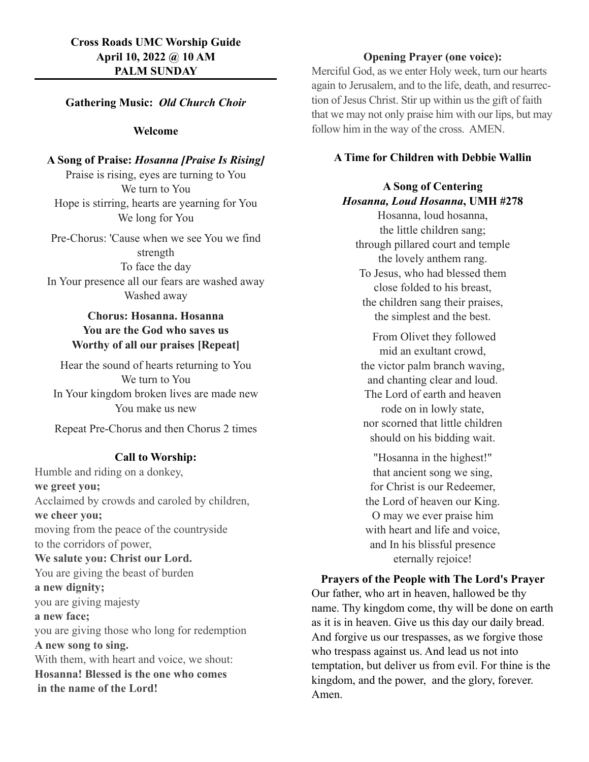**Cross Roads UMC Worship Guide**
**April 10, 2022 @ 10 AM**
**PALM SUNDAY**

---

**Gathering Music:** ***Old Church Choir***

**Welcome**

**A Song of Praise:** ***Hosanna [Praise Is Rising]***

Praise is rising, eyes are turning to You
We turn to You
Hope is stirring, hearts are yearning for You
We long for You

Pre-Chorus: 'Cause when we see You we find strength
To face the day
In Your presence all our fears are washed away
Washed away

**Chorus: Hosanna. Hosanna**
**You are the God who saves us**
**Worthy of all our praises [Repeat]**

Hear the sound of hearts returning to You
We turn to You
In Your kingdom broken lives are made new
You make us new

Repeat Pre-Chorus and then Chorus 2 times

**Call to Worship:**

Humble and riding on a donkey,
**we greet you;**
Acclaimed by crowds and caroled by children,
**we cheer you;**
moving from the peace of the countryside
to the corridors of power,
**We salute you: Christ our Lord.**
You are giving the beast of burden
**a new dignity;**
you are giving majesty
**a new face;**
you are giving those who long for redemption
**A new song to sing.**
With them, with heart and voice, we shout:
**Hosanna! Blessed is the one who comes**
**in the name of the Lord!**

**Opening Prayer (one voice):**

Merciful God, as we enter Holy week, turn our hearts again to Jerusalem, and to the life, death, and resurrection of Jesus Christ. Stir up within us the gift of faith that we may not only praise him with our lips, but may follow him in the way of the cross. AMEN.

**A Time for Children with Debbie Wallin**

**A Song of Centering**
***Hosanna, Loud Hosanna*, UMH #278**

Hosanna, loud hosanna,
the little children sang;
through pillared court and temple
the lovely anthem rang.
To Jesus, who had blessed them
close folded to his breast,
the children sang their praises,
the simplest and the best.

From Olivet they followed
mid an exultant crowd,
the victor palm branch waving,
and chanting clear and loud.
The Lord of earth and heaven
rode on in lowly state,
nor scorned that little children
should on his bidding wait.

"Hosanna in the highest!"
that ancient song we sing,
for Christ is our Redeemer,
the Lord of heaven our King.
O may we ever praise him
with heart and life and voice,
and In his blissful presence
eternally rejoice!

**Prayers of the People with The Lord's Prayer**

Our father, who art in heaven, hallowed be thy name. Thy kingdom come, thy will be done on earth as it is in heaven. Give us this day our daily bread. And forgive us our trespasses, as we forgive those who trespass against us. And lead us not into temptation, but deliver us from evil. For thine is the kingdom, and the power, and the glory, forever. Amen.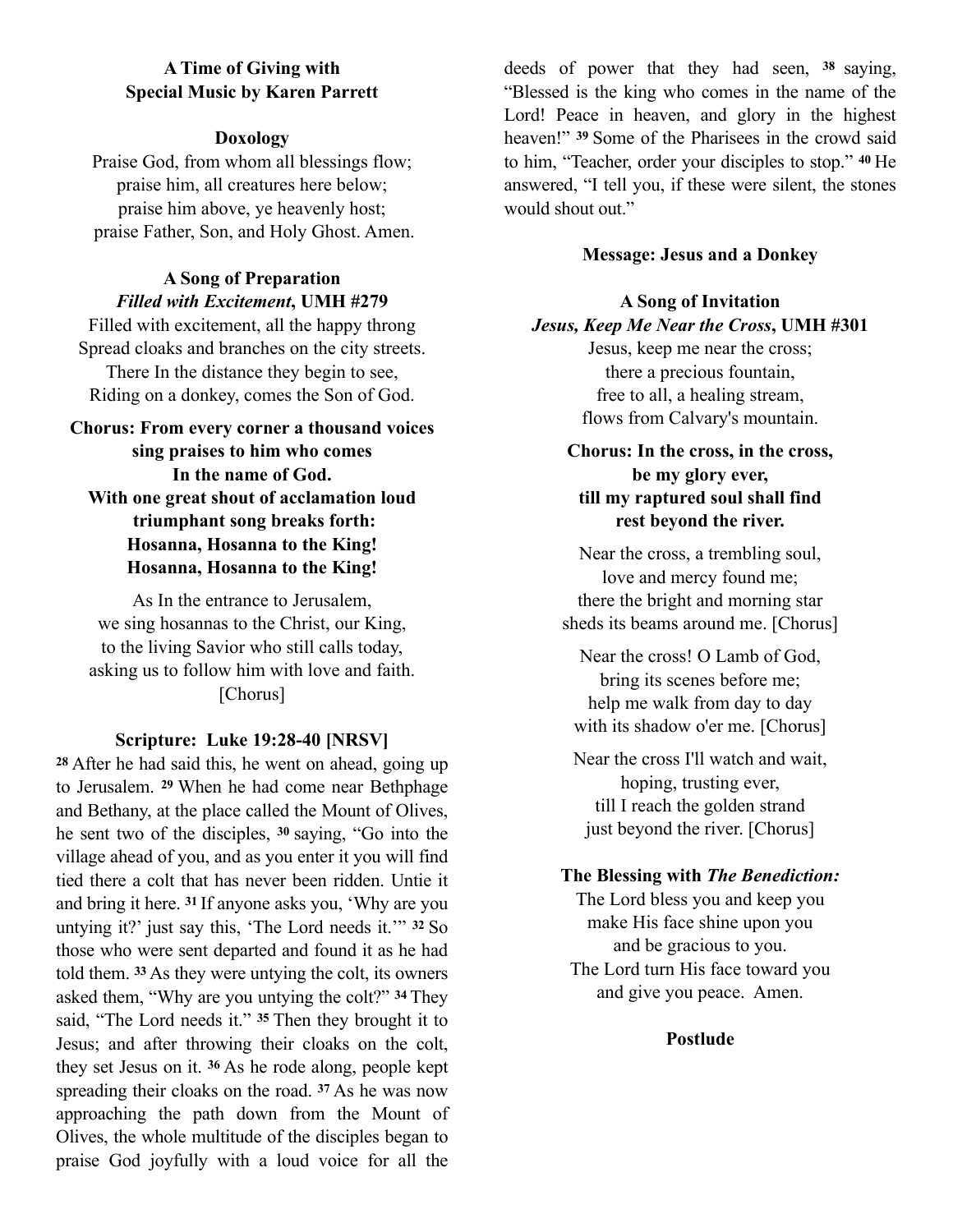**A Time of Giving with**
**Special Music by Karen Parrett**

**Doxology**

Praise God, from whom all blessings flow;
praise him, all creatures here below;
praise him above, ye heavenly host;
praise Father, Son, and Holy Ghost. Amen.

**A Song of Preparation**
***Filled with Excitement*, UMH #279**

Filled with excitement, all the happy throng
Spread cloaks and branches on the city streets.
There In the distance they begin to see,
Riding on a donkey, comes the Son of God.

**Chorus: From every corner a thousand voices**
**sing praises to him who comes**
**In the name of God.**
**With one great shout of acclamation loud**
**triumphant song breaks forth:**
**Hosanna, Hosanna to the King!**
**Hosanna, Hosanna to the King!**

As In the entrance to Jerusalem,
we sing hosannas to the Christ, our King,
to the living Savior who still calls today,
asking us to follow him with love and faith.
[Chorus]

**Scripture: Luke 19:28-40 [NRSV]**

**28** After he had said this, he went on ahead, going up to Jerusalem. **29** When he had come near Bethphage and Bethany, at the place called the Mount of Olives, he sent two of the disciples, **30** saying, "Go into the village ahead of you, and as you enter it you will find tied there a colt that has never been ridden. Untie it and bring it here. **31** If anyone asks you, 'Why are you untying it?' just say this, 'The Lord needs it.'" **32** So those who were sent departed and found it as he had told them. **33** As they were untying the colt, its owners asked them, "Why are you untying the colt?" **34** They said, "The Lord needs it." **35** Then they brought it to Jesus; and after throwing their cloaks on the colt, they set Jesus on it. **36** As he rode along, people kept spreading their cloaks on the road. **37** As he was now approaching the path down from the Mount of Olives, the whole multitude of the disciples began to praise God joyfully with a loud voice for all the deeds of power that they had seen, **38** saying, "Blessed is the king who comes in the name of the Lord! Peace in heaven, and glory in the highest heaven!" **39** Some of the Pharisees in the crowd said to him, "Teacher, order your disciples to stop." **40** He answered, "I tell you, if these were silent, the stones would shout out."

**Message: Jesus and a Donkey**

**A Song of Invitation**
***Jesus, Keep Me Near the Cross*, UMH #301**

Jesus, keep me near the cross;
there a precious fountain,
free to all, a healing stream,
flows from Calvary's mountain.

**Chorus: In the cross, in the cross,**
**be my glory ever,**
**till my raptured soul shall find**
**rest beyond the river.**

Near the cross, a trembling soul,
love and mercy found me;
there the bright and morning star
sheds its beams around me. [Chorus]

Near the cross! O Lamb of God,
bring its scenes before me;
help me walk from day to day
with its shadow o'er me. [Chorus]

Near the cross I'll watch and wait,
hoping, trusting ever,
till I reach the golden strand
just beyond the river. [Chorus]

**The Blessing with *The Benediction:***

The Lord bless you and keep you
make His face shine upon you
and be gracious to you.
The Lord turn His face toward you
and give you peace. Amen.

**Postlude**